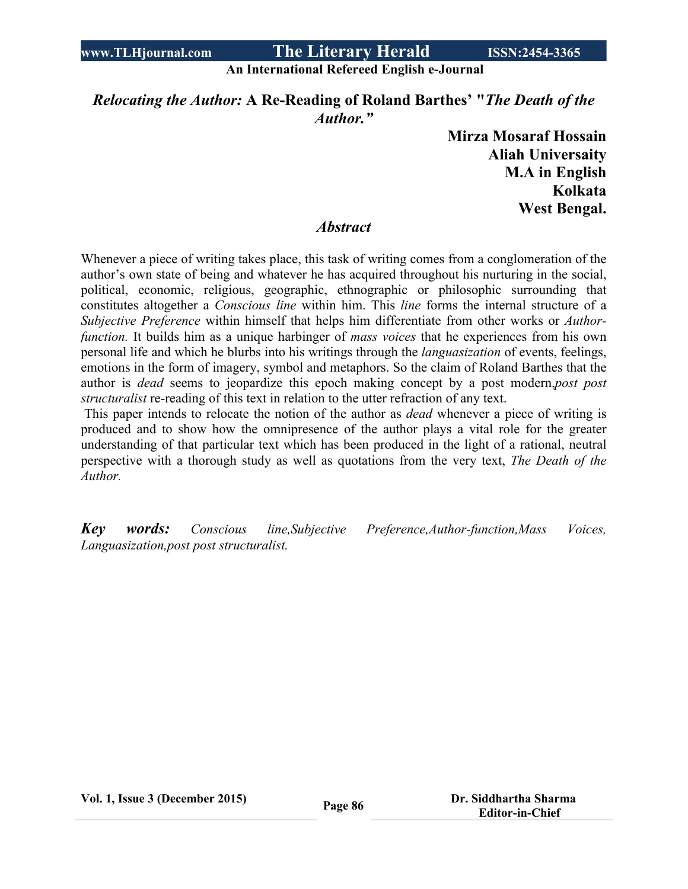# *Relocating the Author:* A Re-Reading of Roland Barthes' "*The Death of the Author.*"

**Mirza Mosaraf Hossain**
**Aliah Universaity**
**M.A in English**
**Kolkata**
**West Bengal.**

## *Abstract*

Whenever a piece of writing takes place, this task of writing comes from a conglomeration of the author's own state of being and whatever he has acquired throughout his nurturing in the social, political, economic, religious, geographic, ethnographic or philosophic surrounding that constitutes altogether a *Conscious line* within him. This *line* forms the internal structure of a *Subjective Preference* within himself that helps him differentiate from other works or *Author-function.* It builds him as a unique harbinger of *mass voices* that he experiences from his own personal life and which he blurbs into his writings through the *languasization* of events, feelings, emotions in the form of imagery, symbol and metaphors. So the claim of Roland Barthes that the author is *dead* seems to jeopardize this epoch making concept by a post modern,*post post structuralist* re-reading of this text in relation to the utter refraction of any text.

This paper intends to relocate the notion of the author as *dead* whenever a piece of writing is produced and to show how the omnipresence of the author plays a vital role for the greater understanding of that particular text which has been produced in the light of a rational, neutral perspective with a thorough study as well as quotations from the very text, *The Death of the Author.*

***Key words:*** *Conscious line,Subjective Preference,Author-function,Mass Voices, Languasization,post post structuralist.*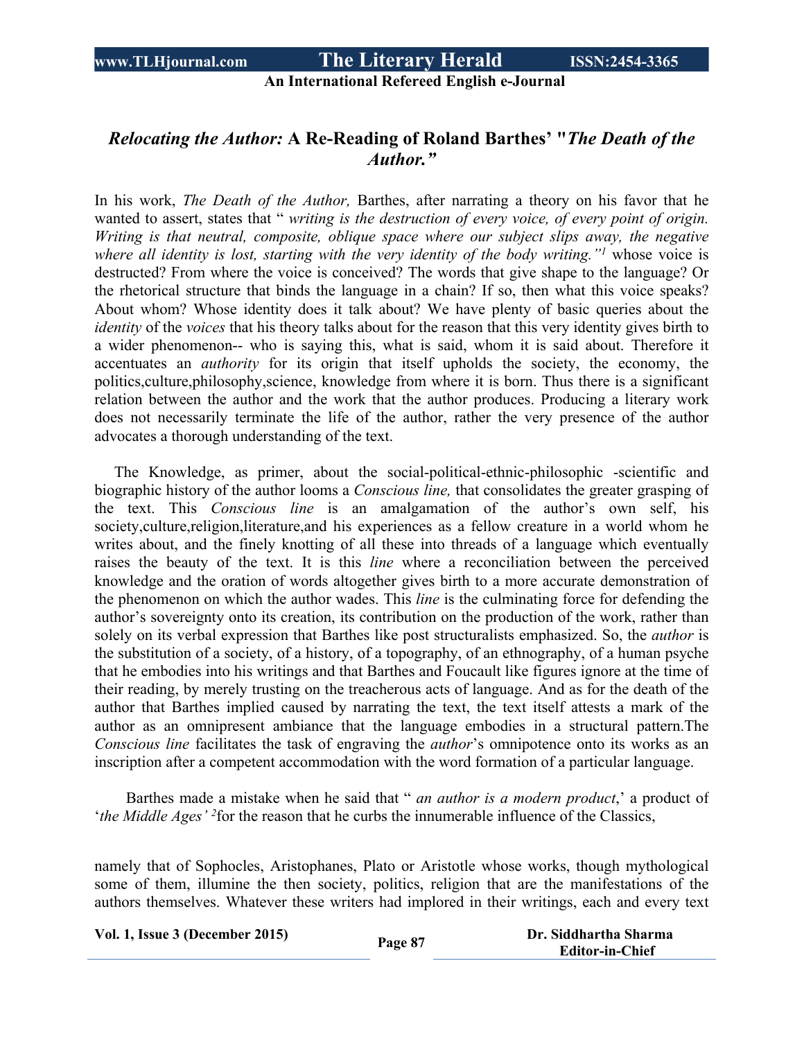## *Relocating the Author:* A Re-Reading of Roland Barthes' "*The Death of the Author."*

In his work, *The Death of the Author,* Barthes, after narrating a theory on his favor that he wanted to assert, states that " *writing is the destruction of every voice, of every point of origin. Writing is that neutral, composite, oblique space where our subject slips away, the negative where all identity is lost, starting with the very identity of the body writing."*[1] whose voice is destructed? From where the voice is conceived? The words that give shape to the language? Or the rhetorical structure that binds the language in a chain? If so, then what this voice speaks? About whom? Whose identity does it talk about? We have plenty of basic queries about the *identity* of the *voices* that his theory talks about for the reason that this very identity gives birth to a wider phenomenon-- who is saying this, what is said, whom it is said about. Therefore it accentuates an *authority* for its origin that itself upholds the society, the economy, the politics,culture,philosophy,science, knowledge from where it is born. Thus there is a significant relation between the author and the work that the author produces. Producing a literary work does not necessarily terminate the life of the author, rather the very presence of the author advocates a thorough understanding of the text.

The Knowledge, as primer, about the social-political-ethnic-philosophic -scientific and biographic history of the author looms a *Conscious line,* that consolidates the greater grasping of the text. This *Conscious line* is an amalgamation of the author's own self, his society,culture,religion,literature,and his experiences as a fellow creature in a world whom he writes about, and the finely knotting of all these into threads of a language which eventually raises the beauty of the text. It is this *line* where a reconciliation between the perceived knowledge and the oration of words altogether gives birth to a more accurate demonstration of the phenomenon on which the author wades. This *line* is the culminating force for defending the author's sovereignty onto its creation, its contribution on the production of the work, rather than solely on its verbal expression that Barthes like post structuralists emphasized. So, the *author* is the substitution of a society, of a history, of a topography, of an ethnography, of a human psyche that he embodies into his writings and that Barthes and Foucault like figures ignore at the time of their reading, by merely trusting on the treacherous acts of language. And as for the death of the author that Barthes implied caused by narrating the text, the text itself attests a mark of the author as an omnipresent ambiance that the language embodies in a structural pattern.The *Conscious line* facilitates the task of engraving the *author*'s omnipotence onto its works as an inscription after a competent accommodation with the word formation of a particular language.

Barthes made a mistake when he said that " *an author is a modern product*,' a product of '*the Middle Ages'* [2]for the reason that he curbs the innumerable influence of the Classics, namely that of Sophocles, Aristophanes, Plato or Aristotle whose works, though mythological some of them, illumine the then society, politics, religion that are the manifestations of the authors themselves. Whatever these writers had implored in their writings, each and every text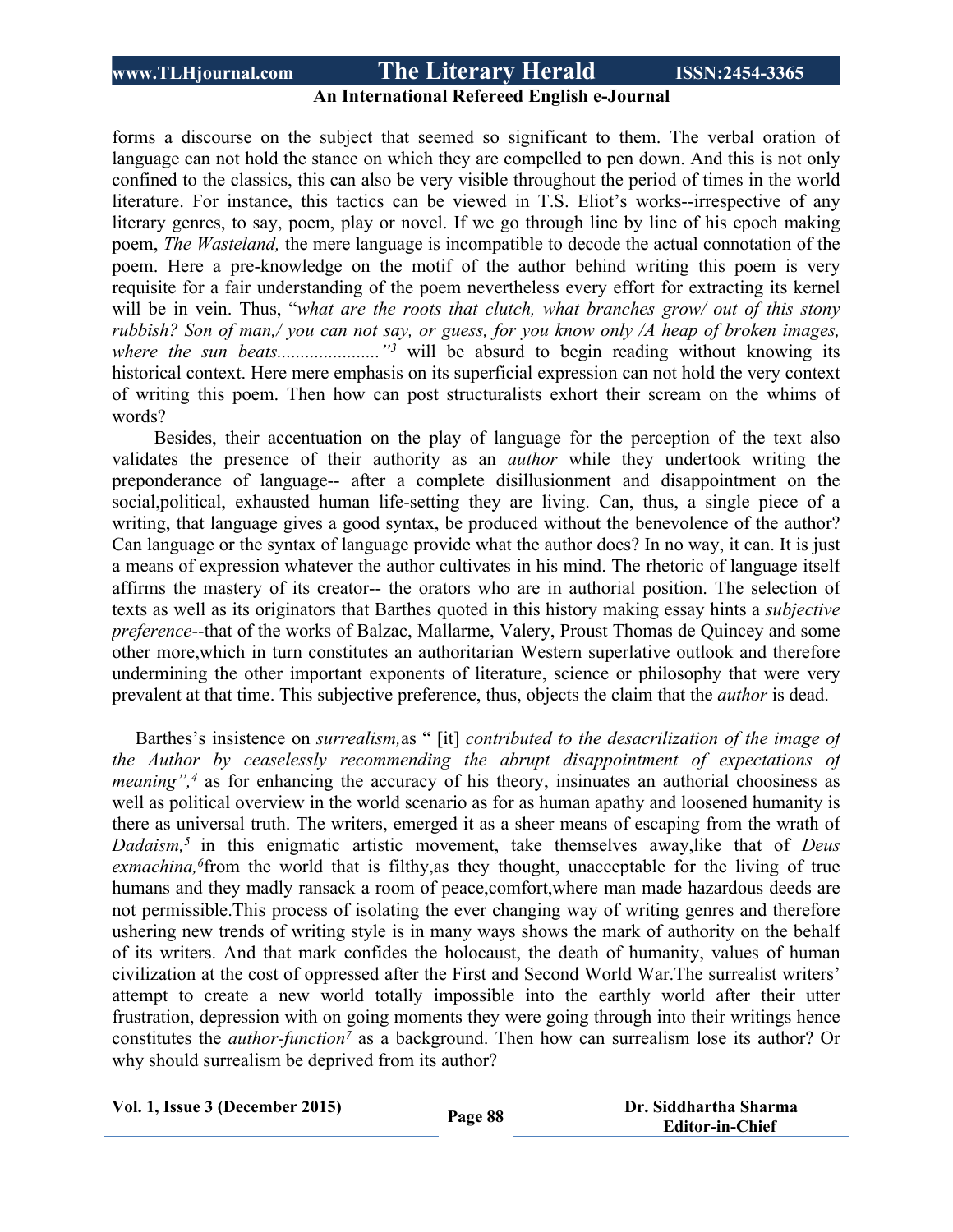forms a discourse on the subject that seemed so significant to them. The verbal oration of language can not hold the stance on which they are compelled to pen down. And this is not only confined to the classics, this can also be very visible throughout the period of times in the world literature. For instance, this tactics can be viewed in T.S. Eliot's works--irrespective of any literary genres, to say, poem, play or novel. If we go through line by line of his epoch making poem, *The Wasteland,* the mere language is incompatible to decode the actual connotation of the poem. Here a pre-knowledge on the motif of the author behind writing this poem is very requisite for a fair understanding of the poem nevertheless every effort for extracting its kernel will be in vein. Thus, "*what are the roots that clutch, what branches grow/ out of this stony rubbish? Son of man,/ you can not say, or guess, for you know only /A heap of broken images, where the sun beats......................"*[3] will be absurd to begin reading without knowing its historical context. Here mere emphasis on its superficial expression can not hold the very context of writing this poem. Then how can post structuralists exhort their scream on the whims of words?

Besides, their accentuation on the play of language for the perception of the text also validates the presence of their authority as an *author* while they undertook writing the preponderance of language-- after a complete disillusionment and disappointment on the social,political, exhausted human life-setting they are living. Can, thus, a single piece of a writing, that language gives a good syntax, be produced without the benevolence of the author? Can language or the syntax of language provide what the author does? In no way, it can. It is just a means of expression whatever the author cultivates in his mind. The rhetoric of language itself affirms the mastery of its creator-- the orators who are in authorial position. The selection of texts as well as its originators that Barthes quoted in this history making essay hints a *subjective preference*--that of the works of Balzac, Mallarme, Valery, Proust Thomas de Quincey and some other more,which in turn constitutes an authoritarian Western superlative outlook and therefore undermining the other important exponents of literature, science or philosophy that were very prevalent at that time. This subjective preference, thus, objects the claim that the *author* is dead.

Barthes's insistence on *surrealism,*as " [it] *contributed to the desacrilization of the image of the Author by ceaselessly recommending the abrupt disappointment of expectations of meaning",*[4] as for enhancing the accuracy of his theory, insinuates an authorial choosiness as well as political overview in the world scenario as for as human apathy and loosened humanity is there as universal truth. The writers, emerged it as a sheer means of escaping from the wrath of *Dadaism,*[5] in this enigmatic artistic movement, take themselves away,like that of *Deus exmachina,*[6]from the world that is filthy,as they thought, unacceptable for the living of true humans and they madly ransack a room of peace,comfort,where man made hazardous deeds are not permissible.This process of isolating the ever changing way of writing genres and therefore ushering new trends of writing style is in many ways shows the mark of authority on the behalf of its writers. And that mark confides the holocaust, the death of humanity, values of human civilization at the cost of oppressed after the First and Second World War.The surrealist writers' attempt to create a new world totally impossible into the earthly world after their utter frustration, depression with on going moments they were going through into their writings hence constitutes the *author-function*[7] as a background. Then how can surrealism lose its author? Or why should surrealism be deprived from its author?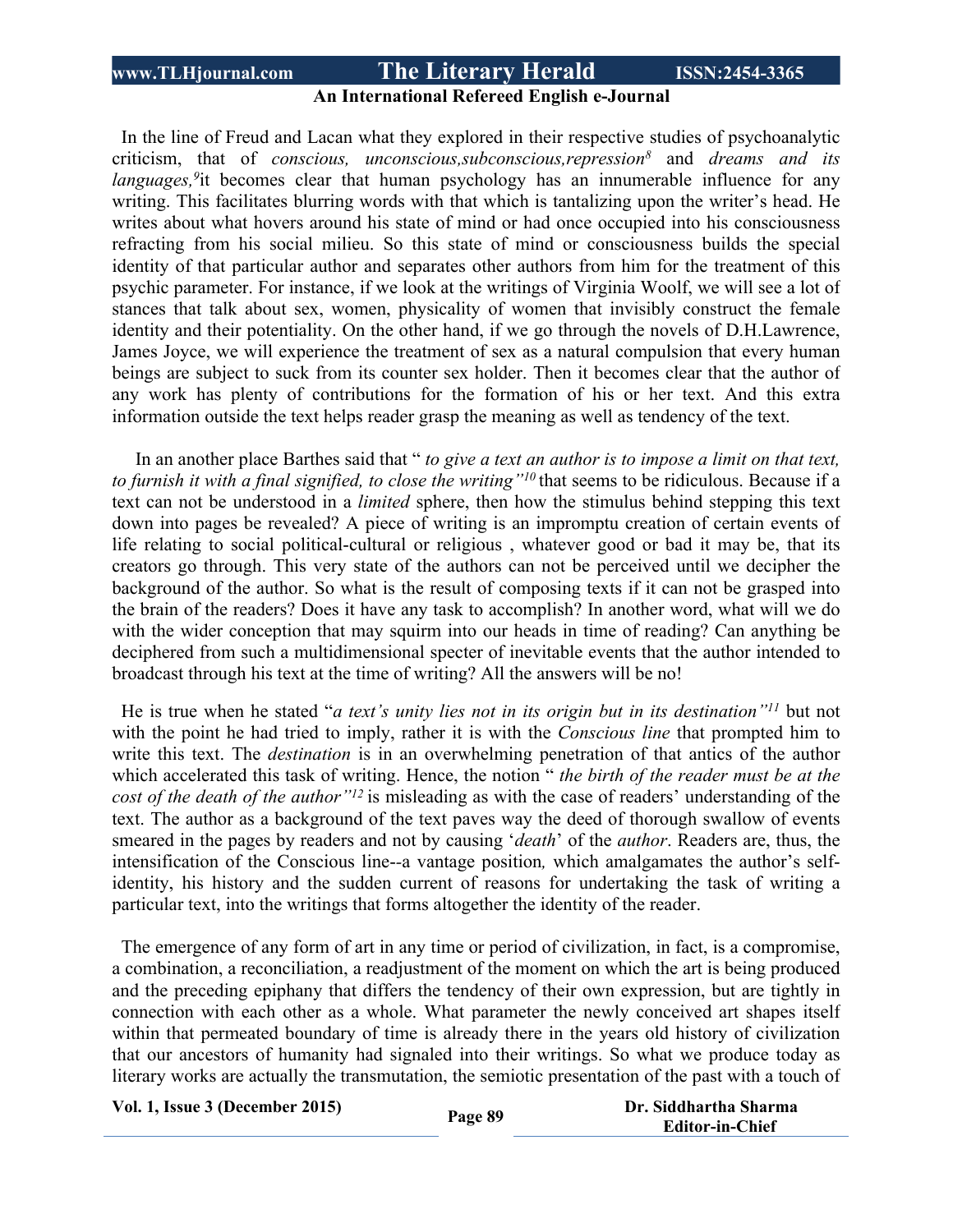In the line of Freud and Lacan what they explored in their respective studies of psychoanalytic criticism, that of *conscious, unconscious,subconscious,repression*[8] and *dreams and its languages,*[9]it becomes clear that human psychology has an innumerable influence for any writing. This facilitates blurring words with that which is tantalizing upon the writer's head. He writes about what hovers around his state of mind or had once occupied into his consciousness refracting from his social milieu. So this state of mind or consciousness builds the special identity of that particular author and separates other authors from him for the treatment of this psychic parameter. For instance, if we look at the writings of Virginia Woolf, we will see a lot of stances that talk about sex, women, physicality of women that invisibly construct the female identity and their potentiality. On the other hand, if we go through the novels of D.H.Lawrence, James Joyce, we will experience the treatment of sex as a natural compulsion that every human beings are subject to suck from its counter sex holder. Then it becomes clear that the author of any work has plenty of contributions for the formation of his or her text. And this extra information outside the text helps reader grasp the meaning as well as tendency of the text.

In an another place Barthes said that " *to give a text an author is to impose a limit on that text, to furnish it with a final signified, to close the writing"*[10] that seems to be ridiculous. Because if a text can not be understood in a *limited* sphere, then how the stimulus behind stepping this text down into pages be revealed? A piece of writing is an impromptu creation of certain events of life relating to social political-cultural or religious , whatever good or bad it may be, that its creators go through. This very state of the authors can not be perceived until we decipher the background of the author. So what is the result of composing texts if it can not be grasped into the brain of the readers? Does it have any task to accomplish? In another word, what will we do with the wider conception that may squirm into our heads in time of reading? Can anything be deciphered from such a multidimensional specter of inevitable events that the author intended to broadcast through his text at the time of writing? All the answers will be no!

He is true when he stated "*a text's unity lies not in its origin but in its destination"*[11] but not with the point he had tried to imply, rather it is with the *Conscious line* that prompted him to write this text. The *destination* is in an overwhelming penetration of that antics of the author which accelerated this task of writing. Hence, the notion " *the birth of the reader must be at the cost of the death of the author"*[12] is misleading as with the case of readers' understanding of the text. The author as a background of the text paves way the deed of thorough swallow of events smeared in the pages by readers and not by causing '*death*' of the *author*. Readers are, thus, the intensification of the Conscious line--a vantage position*,* which amalgamates the author's self-identity, his history and the sudden current of reasons for undertaking the task of writing a particular text, into the writings that forms altogether the identity of the reader.

The emergence of any form of art in any time or period of civilization, in fact, is a compromise, a combination, a reconciliation, a readjustment of the moment on which the art is being produced and the preceding epiphany that differs the tendency of their own expression, but are tightly in connection with each other as a whole. What parameter the newly conceived art shapes itself within that permeated boundary of time is already there in the years old history of civilization that our ancestors of humanity had signaled into their writings. So what we produce today as literary works are actually the transmutation, the semiotic presentation of the past with a touch of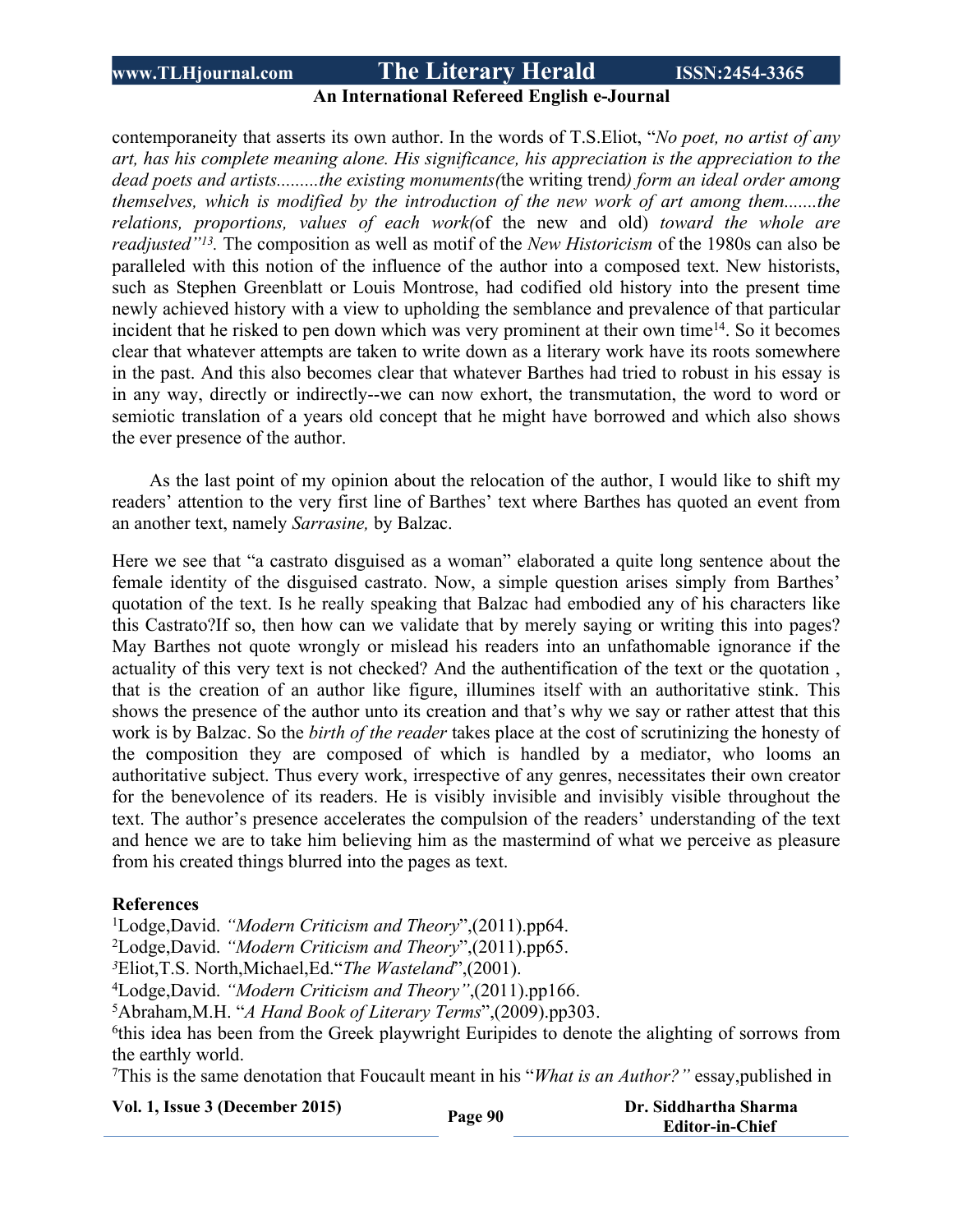contemporaneity that asserts its own author. In the words of T.S.Eliot, "*No poet, no artist of any art, has his complete meaning alone. His significance, his appreciation is the appreciation to the dead poets and artists.........the existing monuments(*the writing trend*) form an ideal order among themselves, which is modified by the introduction of the new work of art among them.......the relations, proportions, values of each work(*of the new and old) *toward the whole are readjusted"*[13]. The composition as well as motif of the *New Historicism* of the 1980s can also be paralleled with this notion of the influence of the author into a composed text. New historists, such as Stephen Greenblatt or Louis Montrose, had codified old history into the present time newly achieved history with a view to upholding the semblance and prevalence of that particular incident that he risked to pen down which was very prominent at their own time[14]. So it becomes clear that whatever attempts are taken to write down as a literary work have its roots somewhere in the past. And this also becomes clear that whatever Barthes had tried to robust in his essay is in any way, directly or indirectly--we can now exhort, the transmutation, the word to word or semiotic translation of a years old concept that he might have borrowed and which also shows the ever presence of the author.

As the last point of my opinion about the relocation of the author, I would like to shift my readers' attention to the very first line of Barthes' text where Barthes has quoted an event from an another text, namely *Sarrasine,* by Balzac.

Here we see that "a castrato disguised as a woman" elaborated a quite long sentence about the female identity of the disguised castrato. Now, a simple question arises simply from Barthes' quotation of the text. Is he really speaking that Balzac had embodied any of his characters like this Castrato?If so, then how can we validate that by merely saying or writing this into pages? May Barthes not quote wrongly or mislead his readers into an unfathomable ignorance if the actuality of this very text is not checked? And the authentification of the text or the quotation , that is the creation of an author like figure, illumines itself with an authoritative stink. This shows the presence of the author unto its creation and that's why we say or rather attest that this work is by Balzac. So the *birth of the reader* takes place at the cost of scrutinizing the honesty of the composition they are composed of which is handled by a mediator, who looms an authoritative subject. Thus every work, irrespective of any genres, necessitates their own creator for the benevolence of its readers. He is visibly invisible and invisibly visible throughout the text. The author's presence accelerates the compulsion of the readers' understanding of the text and hence we are to take him believing him as the mastermind of what we perceive as pleasure from his created things blurred into the pages as text.

**References**

[1]Lodge,David. *"Modern Criticism and Theory*",(2011).pp64.

[2]Lodge,David. *"Modern Criticism and Theory*",(2011).pp65.

[3]Eliot,T.S. North,Michael,Ed."*The Wasteland*",(2001).

[4]Lodge,David. *"Modern Criticism and Theory"*,(2011).pp166.

[5]Abraham,M.H. "*A Hand Book of Literary Terms*",(2009).pp303.

[6]this idea has been from the Greek playwright Euripides to denote the alighting of sorrows from the earthly world.

[7]This is the same denotation that Foucault meant in his "*What is an Author?"* essay,published in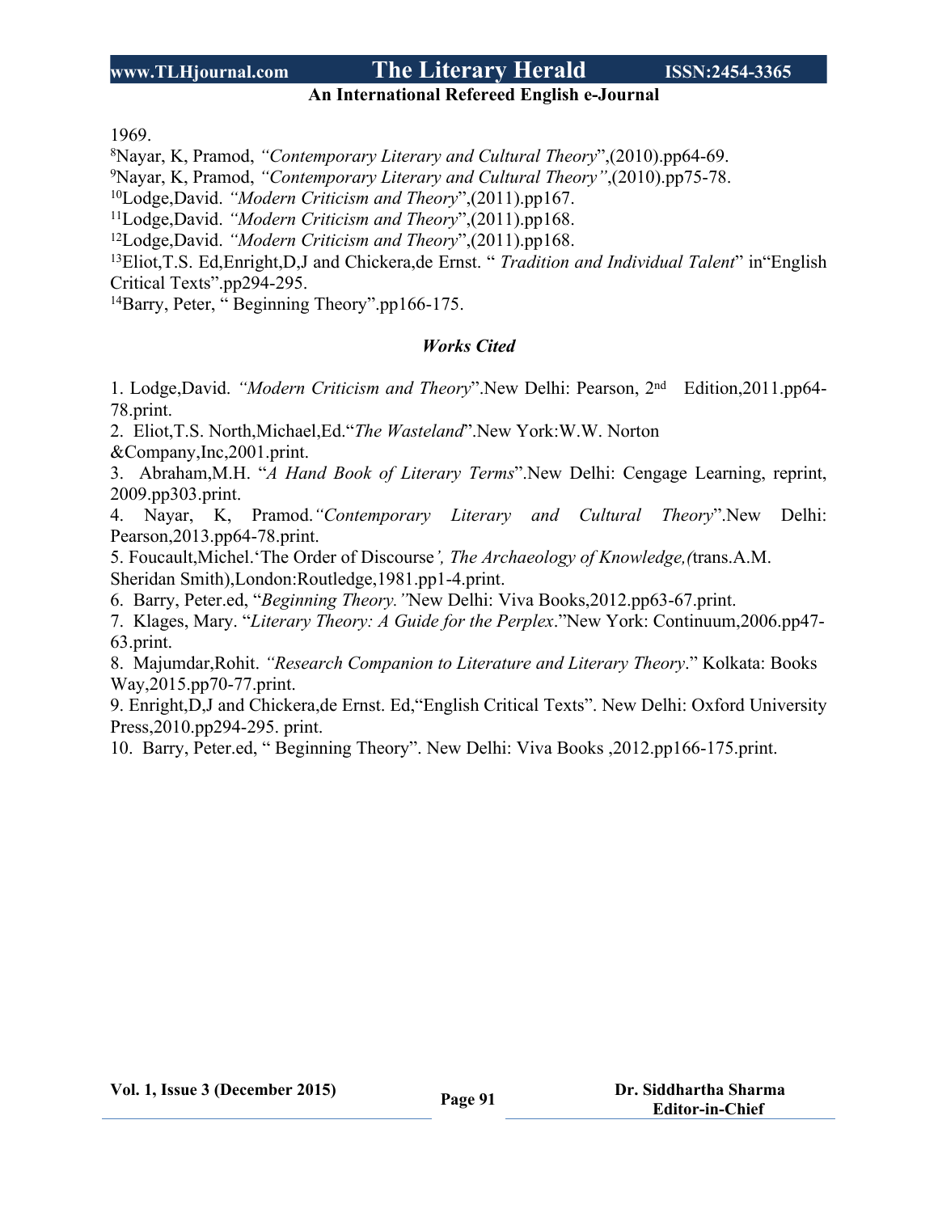1969.

[8]Nayar, K, Pramod, *"Contemporary Literary and Cultural Theory*",(2010).pp64-69.

[9]Nayar, K, Pramod, *"Contemporary Literary and Cultural Theory"*,(2010).pp75-78.

[10]Lodge,David. *"Modern Criticism and Theory*",(2011).pp167.

[11]Lodge,David. *"Modern Criticism and Theory*",(2011).pp168.

[12]Lodge,David. *"Modern Criticism and Theory*",(2011).pp168.

[13]Eliot,T.S. Ed,Enright,D,J and Chickera,de Ernst. " *Tradition and Individual Talent*" in"English Critical Texts".pp294-295.

[14]Barry, Peter, " Beginning Theory".pp166-175.

### *Works Cited*

1. Lodge,David. *"Modern Criticism and Theory*".New Delhi: Pearson, 2nd Edition,2011.pp64-78.print.
2. Eliot,T.S. North,Michael,Ed."*The Wasteland*".New York:W.W. Norton &Company,Inc,2001.print.
3. Abraham,M.H. "*A Hand Book of Literary Terms*".New Delhi: Cengage Learning, reprint, 2009.pp303.print.
4. Nayar, K, Pramod.*"Contemporary Literary and Cultural Theory*".New Delhi: Pearson,2013.pp64-78.print.
5. Foucault,Michel.'The Order of Discourse*', The Archaeology of Knowledge,(*trans.A.M. Sheridan Smith),London:Routledge,1981.pp1-4.print.
6. Barry, Peter.ed, "*Beginning Theory."*New Delhi: Viva Books,2012.pp63-67.print.
7. Klages, Mary. "*Literary Theory: A Guide for the Perplex*."New York: Continuum,2006.pp47-63.print.
8. Majumdar,Rohit. *"Research Companion to Literature and Literary Theory*." Kolkata: Books Way,2015.pp70-77.print.
9. Enright,D,J and Chickera,de Ernst. Ed,"English Critical Texts". New Delhi: Oxford University Press,2010.pp294-295. print.
10. Barry, Peter.ed, " Beginning Theory". New Delhi: Viva Books ,2012.pp166-175.print.